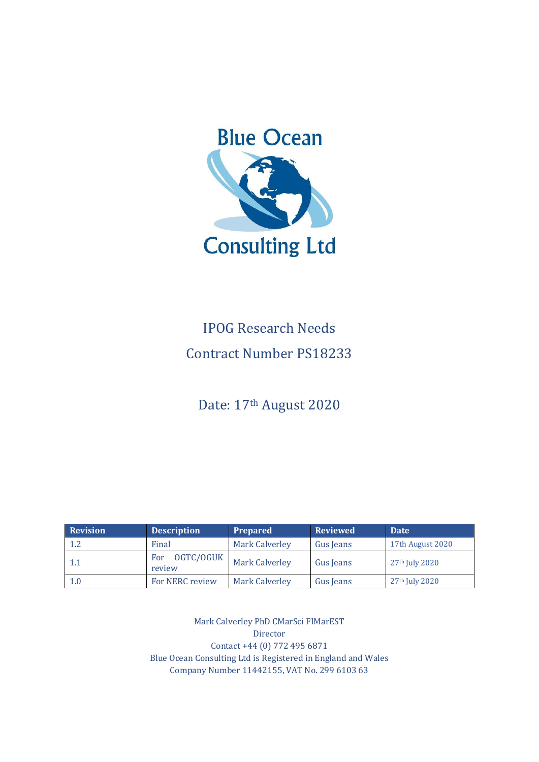Blue Ocean

Consulting Ltd

# IPOG Research Needs

## Contract Number PS18233

Date: 17th August 2020

| Revision | Description | Prepared | Reviewed | Date |
|---|---|---|---|---|
| 1.2 | Final | Mark Calverley | Gus Jeans | 17th August 2020 |
| 1.1 | For OGTC/OGUK review | Mark Calverley | Gus Jeans | 27th July 2020 |
| 1.0 | For NERC review | Mark Calverley | Gus Jeans | 27th July 2020 |

Mark Calverley PhD CMarSci FIMarEST
Director
Contact +44 (0) 772 495 6871
Blue Ocean Consulting Ltd is Registered in England and Wales
Company Number 11442155, VAT No. 299 6103 63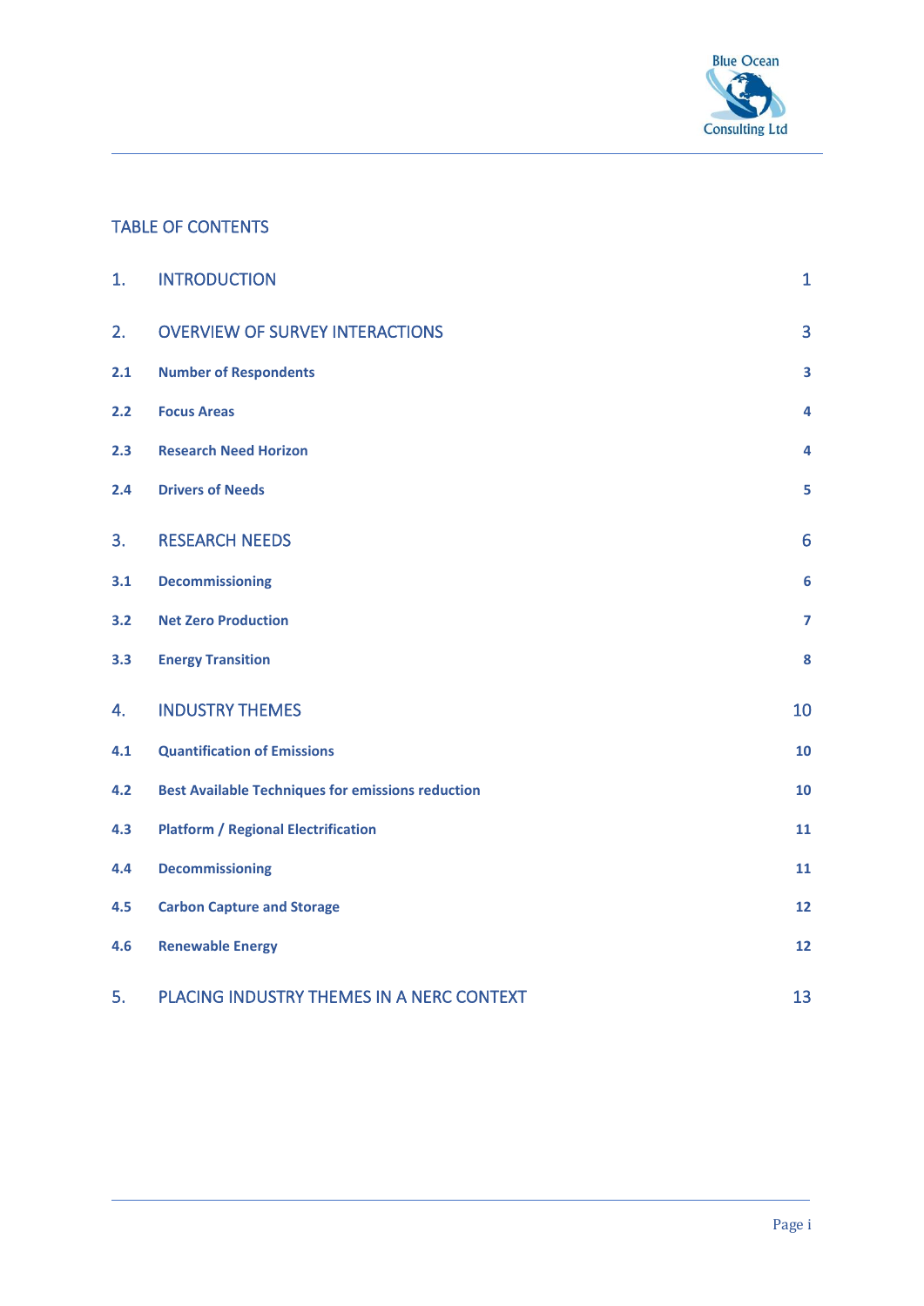## TABLE OF CONTENTS

| | | |
|---|---|---|
| 1. | INTRODUCTION | 1 |
| 2. | OVERVIEW OF SURVEY INTERACTIONS | 3 |
| 2.1 | Number of Respondents | 3 |
| 2.2 | Focus Areas | 4 |
| 2.3 | Research Need Horizon | 4 |
| 2.4 | Drivers of Needs | 5 |
| 3. | RESEARCH NEEDS | 6 |
| 3.1 | Decommissioning | 6 |
| 3.2 | Net Zero Production | 7 |
| 3.3 | Energy Transition | 8 |
| 4. | INDUSTRY THEMES | 10 |
| 4.1 | Quantification of Emissions | 10 |
| 4.2 | Best Available Techniques for emissions reduction | 10 |
| 4.3 | Platform / Regional Electrification | 11 |
| 4.4 | Decommissioning | 11 |
| 4.5 | Carbon Capture and Storage | 12 |
| 4.6 | Renewable Energy | 12 |
| 5. | PLACING INDUSTRY THEMES IN A NERC CONTEXT | 13 |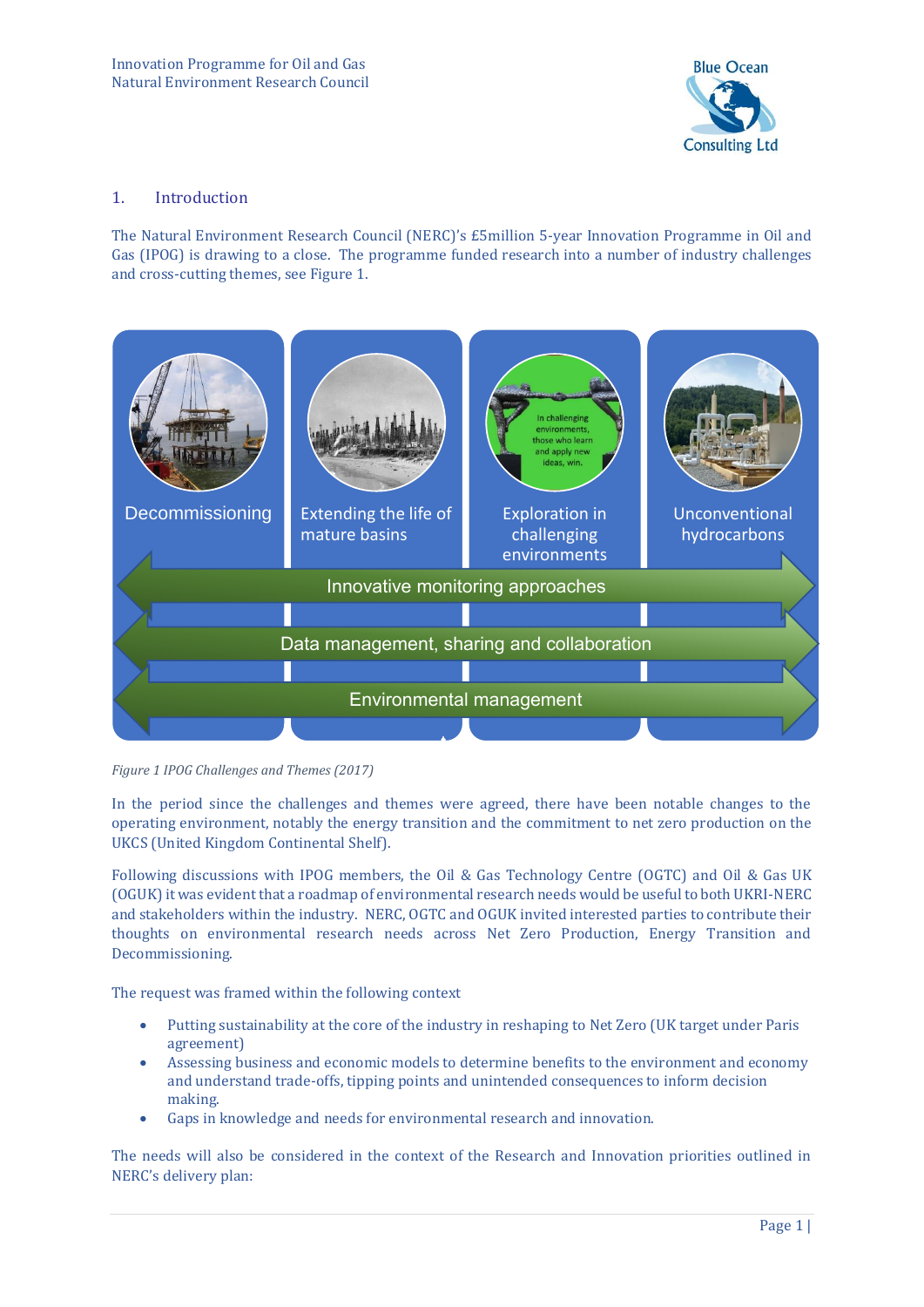## 1. Introduction

The Natural Environment Research Council (NERC)'s £5million 5-year Innovation Programme in Oil and Gas (IPOG) is drawing to a close. The programme funded research into a number of industry challenges and cross-cutting themes, see Figure 1.

*Figure 1 IPOG Challenges and Themes (2017)*

In the period since the challenges and themes were agreed, there have been notable changes to the operating environment, notably the energy transition and the commitment to net zero production on the UKCS (United Kingdom Continental Shelf).

Following discussions with IPOG members, the Oil & Gas Technology Centre (OGTC) and Oil & Gas UK (OGUK) it was evident that a roadmap of environmental research needs would be useful to both UKRI-NERC and stakeholders within the industry. NERC, OGTC and OGUK invited interested parties to contribute their thoughts on environmental research needs across Net Zero Production, Energy Transition and Decommissioning.

The request was framed within the following context

- Putting sustainability at the core of the industry in reshaping to Net Zero (UK target under Paris agreement)
- Assessing business and economic models to determine benefits to the environment and economy and understand trade-offs, tipping points and unintended consequences to inform decision making.
- Gaps in knowledge and needs for environmental research and innovation.

The needs will also be considered in the context of the Research and Innovation priorities outlined in NERC's delivery plan: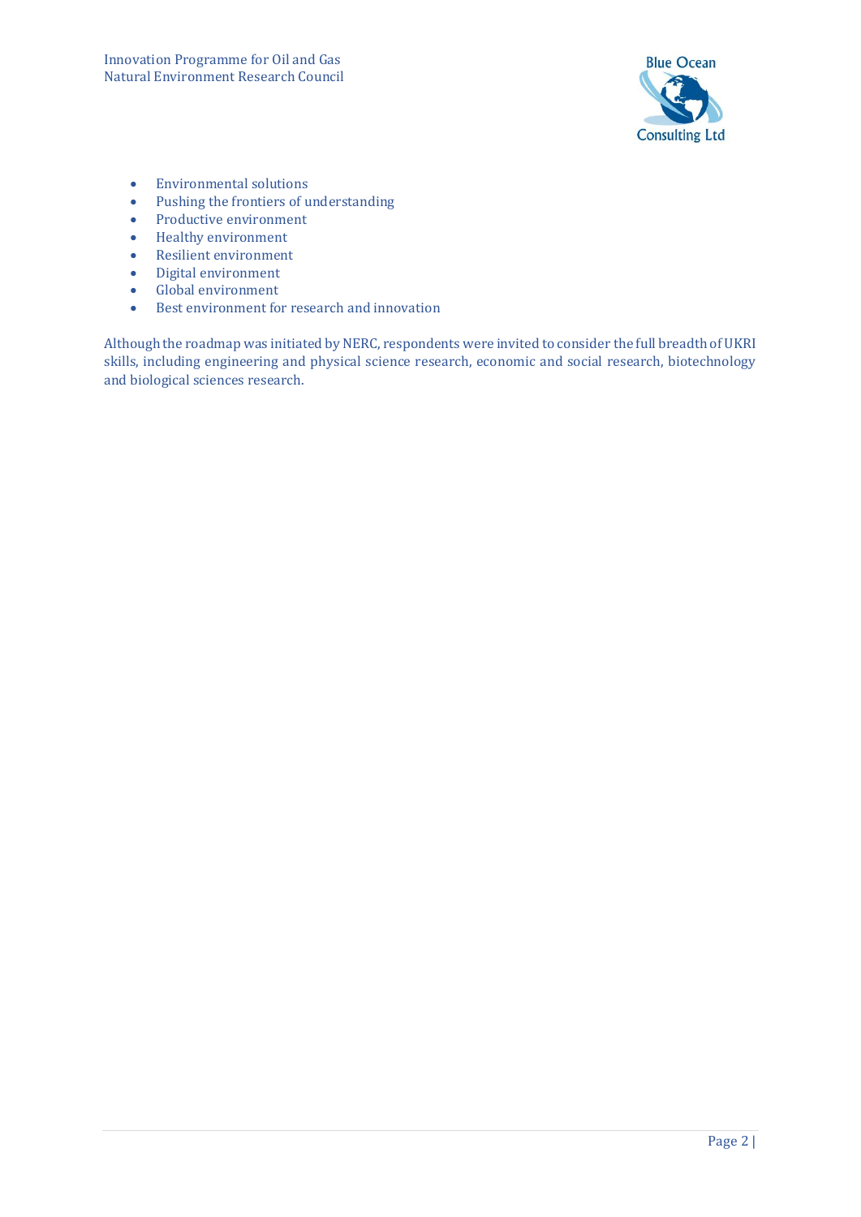- Environmental solutions
- Pushing the frontiers of understanding
- Productive environment
- Healthy environment
- Resilient environment
- Digital environment
- Global environment
- Best environment for research and innovation

Although the roadmap was initiated by NERC, respondents were invited to consider the full breadth of UKRI skills, including engineering and physical science research, economic and social research, biotechnology and biological sciences research.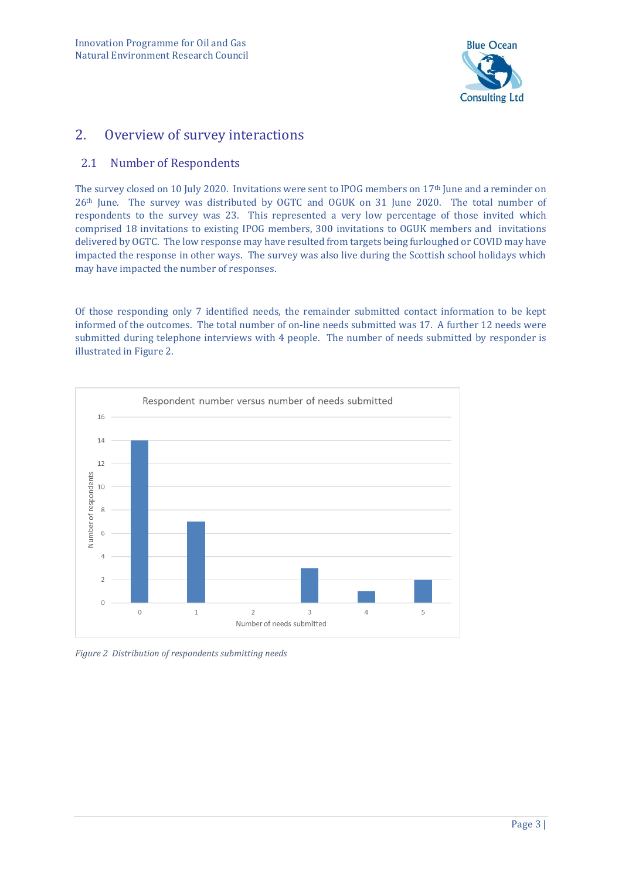## 2. Overview of survey interactions

### 2.1 Number of Respondents

The survey closed on 10 July 2020. Invitations were sent to IPOG members on 17th June and a reminder on 26th June. The survey was distributed by OGTC and OGUK on 31 June 2020. The total number of respondents to the survey was 23. This represented a very low percentage of those invited which comprised 18 invitations to existing IPOG members, 300 invitations to OGUK members and invitations delivered by OGTC. The low response may have resulted from targets being furloughed or COVID may have impacted the response in other ways. The survey was also live during the Scottish school holidays which may have impacted the number of responses.

Of those responding only 7 identified needs, the remainder submitted contact information to be kept informed of the outcomes. The total number of on-line needs submitted was 17. A further 12 needs were submitted during telephone interviews with 4 people. The number of needs submitted by responder is illustrated in Figure 2.

Respondent number versus number of needs submitted

| Number of needs submitted | Number of respondents |
|---|---|
| 0 | 14 |
| 1 | 7 |
| 2 | 0 |
| 3 | 3 |
| 4 | 1 |
| 5 | 2 |

*Figure 2 Distribution of respondents submitting needs*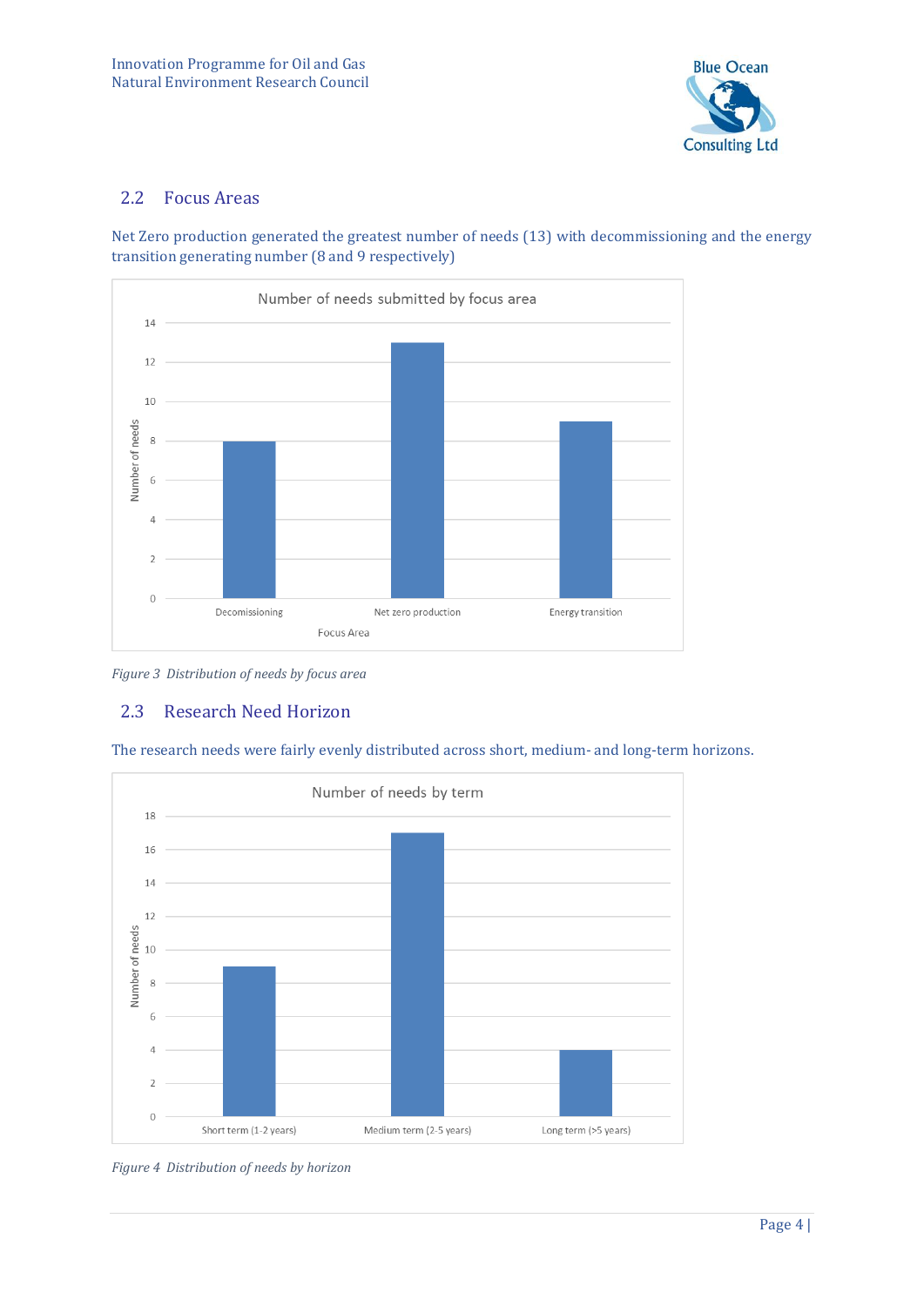## 2.2 Focus Areas

Net Zero production generated the greatest number of needs (13) with decommissioning and the energy transition generating number (8 and 9 respectively)

*Figure 3 Distribution of needs by focus area*

## 2.3 Research Need Horizon

The research needs were fairly evenly distributed across short, medium- and long-term horizons.

*Figure 4 Distribution of needs by horizon*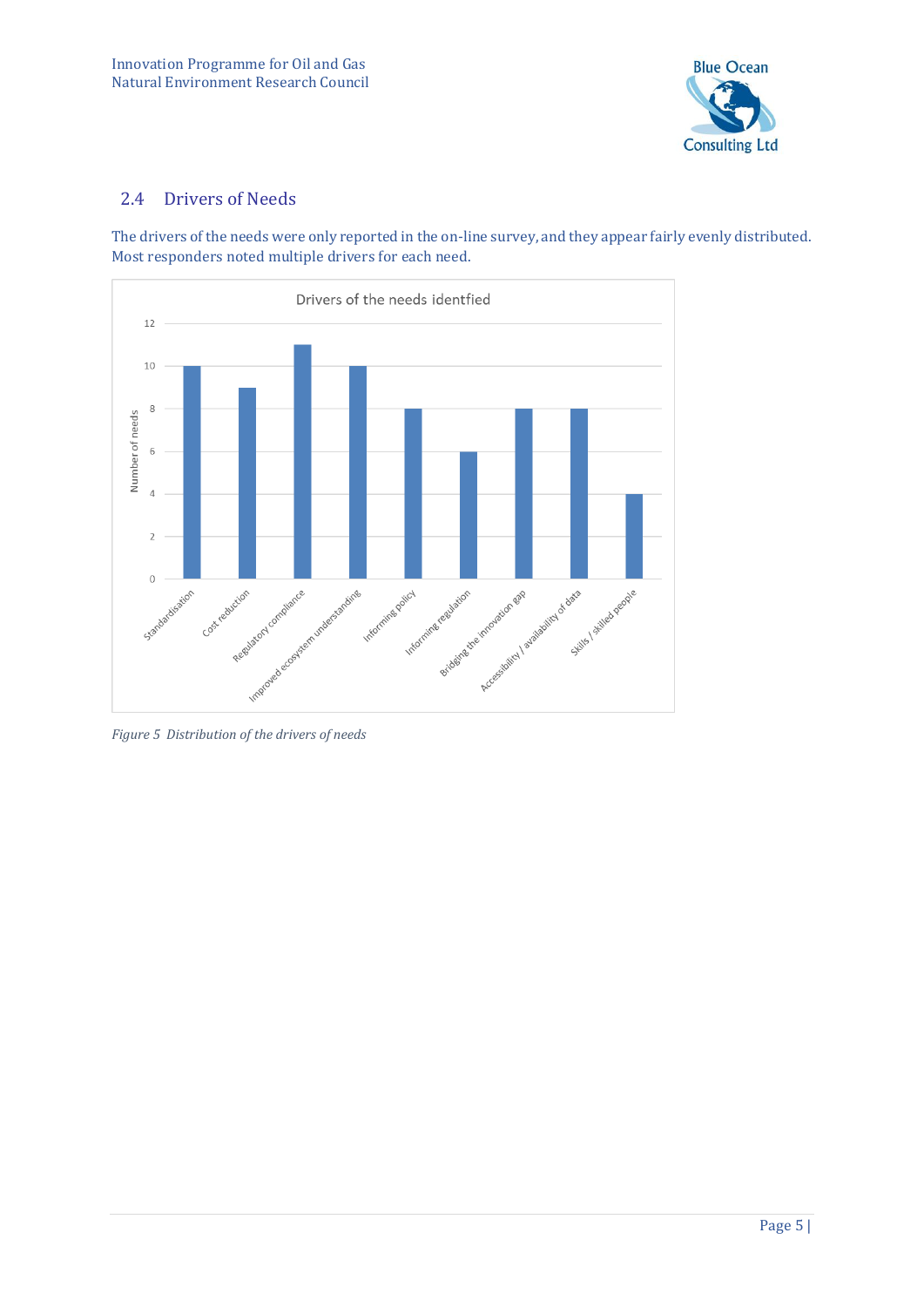## 2.4 Drivers of Needs

The drivers of the needs were only reported in the on-line survey, and they appear fairly evenly distributed. Most responders noted multiple drivers for each need.

*Figure 5 Distribution of the drivers of needs*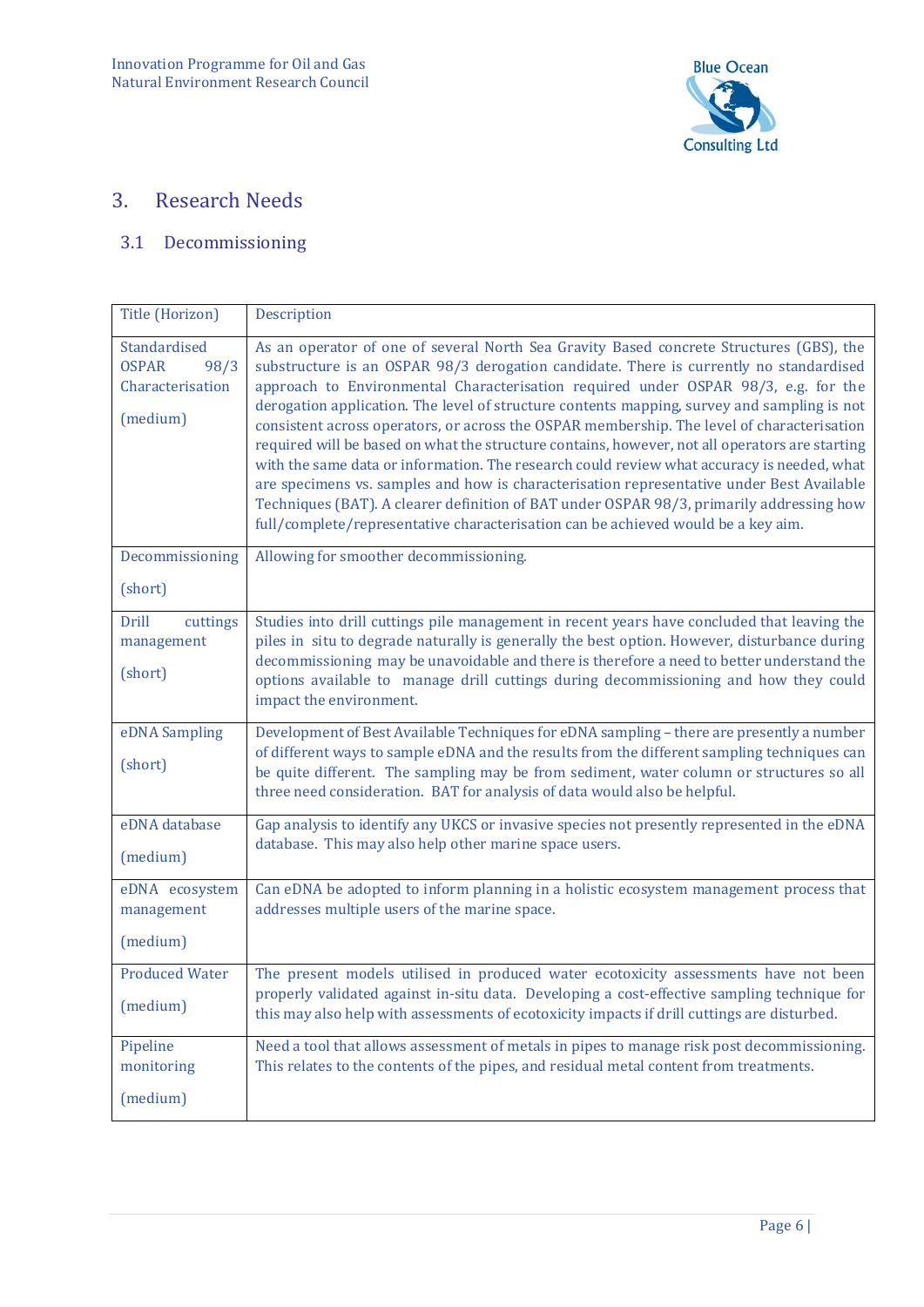# 3. Research Needs

## 3.1 Decommissioning

| Title (Horizon) | Description |
|---|---|
| Standardised OSPAR 98/3 Characterisation<br><br>(medium) | As an operator of one of several North Sea Gravity Based concrete Structures (GBS), the substructure is an OSPAR 98/3 derogation candidate. There is currently no standardised approach to Environmental Characterisation required under OSPAR 98/3, e.g. for the derogation application. The level of structure contents mapping, survey and sampling is not consistent across operators, or across the OSPAR membership. The level of characterisation required will be based on what the structure contains, however, not all operators are starting with the same data or information. The research could review what accuracy is needed, what are specimens vs. samples and how is characterisation representative under Best Available Techniques (BAT). A clearer definition of BAT under OSPAR 98/3, primarily addressing how full/complete/representative characterisation can be achieved would be a key aim. |
| Decommissioning<br><br>(short) | Allowing for smoother decommissioning. |
| Drill cuttings management<br><br>(short) | Studies into drill cuttings pile management in recent years have concluded that leaving the piles in situ to degrade naturally is generally the best option. However, disturbance during decommissioning may be unavoidable and there is therefore a need to better understand the options available to manage drill cuttings during decommissioning and how they could impact the environment. |
| eDNA Sampling<br><br>(short) | Development of Best Available Techniques for eDNA sampling – there are presently a number of different ways to sample eDNA and the results from the different sampling techniques can be quite different. The sampling may be from sediment, water column or structures so all three need consideration. BAT for analysis of data would also be helpful. |
| eDNA database<br><br>(medium) | Gap analysis to identify any UKCS or invasive species not presently represented in the eDNA database. This may also help other marine space users. |
| eDNA ecosystem management<br><br>(medium) | Can eDNA be adopted to inform planning in a holistic ecosystem management process that addresses multiple users of the marine space. |
| Produced Water<br><br>(medium) | The present models utilised in produced water ecotoxicity assessments have not been properly validated against in-situ data. Developing a cost-effective sampling technique for this may also help with assessments of ecotoxicity impacts if drill cuttings are disturbed. |
| Pipeline monitoring<br><br>(medium) | Need a tool that allows assessment of metals in pipes to manage risk post decommissioning. This relates to the contents of the pipes, and residual metal content from treatments. |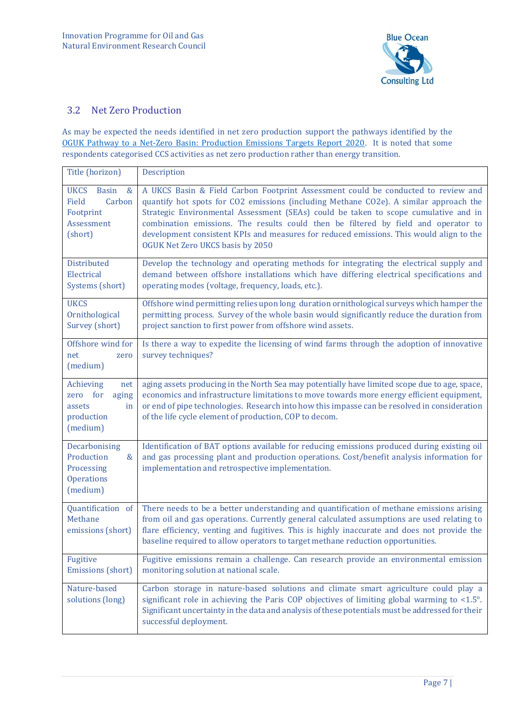## 3.2 Net Zero Production

As may be expected the needs identified in net zero production support the pathways identified by the OGUK Pathway to a Net-Zero Basin: Production Emissions Targets Report 2020. It is noted that some respondents categorised CCS activities as net zero production rather than energy transition.

| Title (horizon) | Description |
|---|---|
| UKCS Basin & Field Carbon Footprint Assessment (short) | A UKCS Basin & Field Carbon Footprint Assessment could be conducted to review and quantify hot spots for CO2 emissions (including Methane CO2e). A similar approach the Strategic Environmental Assessment (SEAs) could be taken to scope cumulative and in combination emissions. The results could then be filtered by field and operator to development consistent KPIs and measures for reduced emissions. This would align to the OGUK Net Zero UKCS basis by 2050 |
| Distributed Electrical Systems (short) | Develop the technology and operating methods for integrating the electrical supply and demand between offshore installations which have differing electrical specifications and operating modes (voltage, frequency, loads, etc.). |
| UKCS Ornithological Survey (short) | Offshore wind permitting relies upon long duration ornithological surveys which hamper the permitting process. Survey of the whole basin would significantly reduce the duration from project sanction to first power from offshore wind assets. |
| Offshore wind for net zero (medium) | Is there a way to expedite the licensing of wind farms through the adoption of innovative survey techniques? |
| Achieving net zero for aging assets in production (medium) | aging assets producing in the North Sea may potentially have limited scope due to age, space, economics and infrastructure limitations to move towards more energy efficient equipment, or end of pipe technologies. Research into how this impasse can be resolved in consideration of the life cycle element of production, COP to decom. |
| Decarbonising Production & Processing Operations (medium) | Identification of BAT options available for reducing emissions produced during existing oil and gas processing plant and production operations. Cost/benefit analysis information for implementation and retrospective implementation. |
| Quantification of Methane emissions (short) | There needs to be a better understanding and quantification of methane emissions arising from oil and gas operations. Currently general calculated assumptions are used relating to flare efficiency, venting and fugitives. This is highly inaccurate and does not provide the baseline required to allow operators to target methane reduction opportunities. |
| Fugitive Emissions (short) | Fugitive emissions remain a challenge. Can research provide an environmental emission monitoring solution at national scale. |
| Nature-based solutions (long) | Carbon storage in nature-based solutions and climate smart agriculture could play a significant role in achieving the Paris COP objectives of limiting global warming to <1.5°. Significant uncertainty in the data and analysis of these potentials must be addressed for their successful deployment. |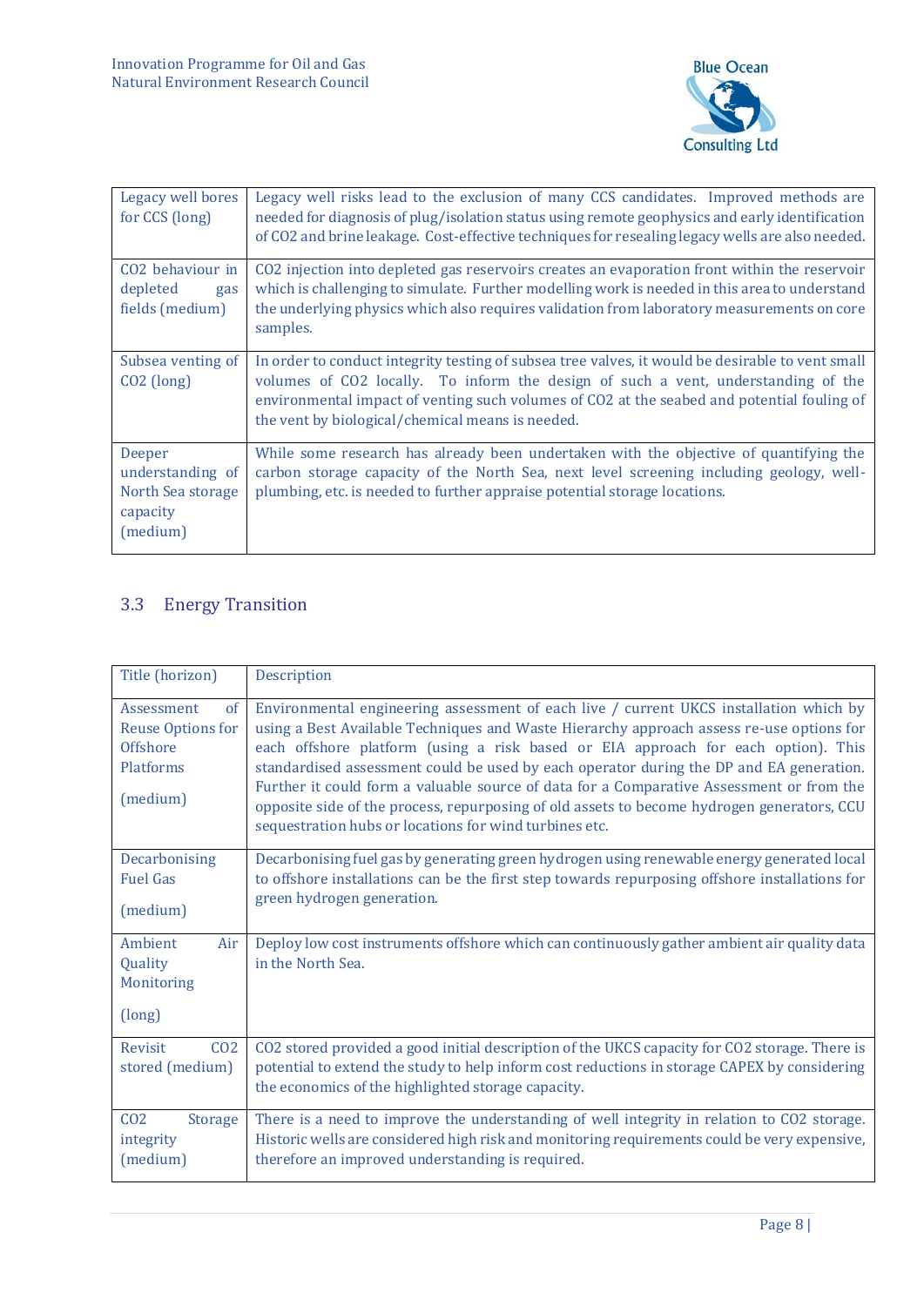| | |
|---|---|
| Legacy well bores for CCS (long) | Legacy well risks lead to the exclusion of many CCS candidates. Improved methods are needed for diagnosis of plug/isolation status using remote geophysics and early identification of CO2 and brine leakage. Cost-effective techniques for resealing legacy wells are also needed. |
| CO2 behaviour in depleted gas fields (medium) | CO2 injection into depleted gas reservoirs creates an evaporation front within the reservoir which is challenging to simulate. Further modelling work is needed in this area to understand the underlying physics which also requires validation from laboratory measurements on core samples. |
| Subsea venting of CO2 (long) | In order to conduct integrity testing of subsea tree valves, it would be desirable to vent small volumes of CO2 locally. To inform the design of such a vent, understanding of the environmental impact of venting such volumes of CO2 at the seabed and potential fouling of the vent by biological/chemical means is needed. |
| Deeper understanding of North Sea storage capacity (medium) | While some research has already been undertaken with the objective of quantifying the carbon storage capacity of the North Sea, next level screening including geology, well-plumbing, etc. is needed to further appraise potential storage locations. |

## 3.3 Energy Transition

| Title (horizon) | Description |
|---|---|
| Assessment of Reuse Options for Offshore Platforms (medium) | Environmental engineering assessment of each live / current UKCS installation which by using a Best Available Techniques and Waste Hierarchy approach assess re-use options for each offshore platform (using a risk based or EIA approach for each option). This standardised assessment could be used by each operator during the DP and EA generation. Further it could form a valuable source of data for a Comparative Assessment or from the opposite side of the process, repurposing of old assets to become hydrogen generators, CCU sequestration hubs or locations for wind turbines etc. |
| Decarbonising Fuel Gas (medium) | Decarbonising fuel gas by generating green hydrogen using renewable energy generated local to offshore installations can be the first step towards repurposing offshore installations for green hydrogen generation. |
| Ambient Air Quality Monitoring (long) | Deploy low cost instruments offshore which can continuously gather ambient air quality data in the North Sea. |
| Revisit CO2 stored (medium) | CO2 stored provided a good initial description of the UKCS capacity for CO2 storage. There is potential to extend the study to help inform cost reductions in storage CAPEX by considering the economics of the highlighted storage capacity. |
| CO2 Storage integrity (medium) | There is a need to improve the understanding of well integrity in relation to CO2 storage. Historic wells are considered high risk and monitoring requirements could be very expensive, therefore an improved understanding is required. |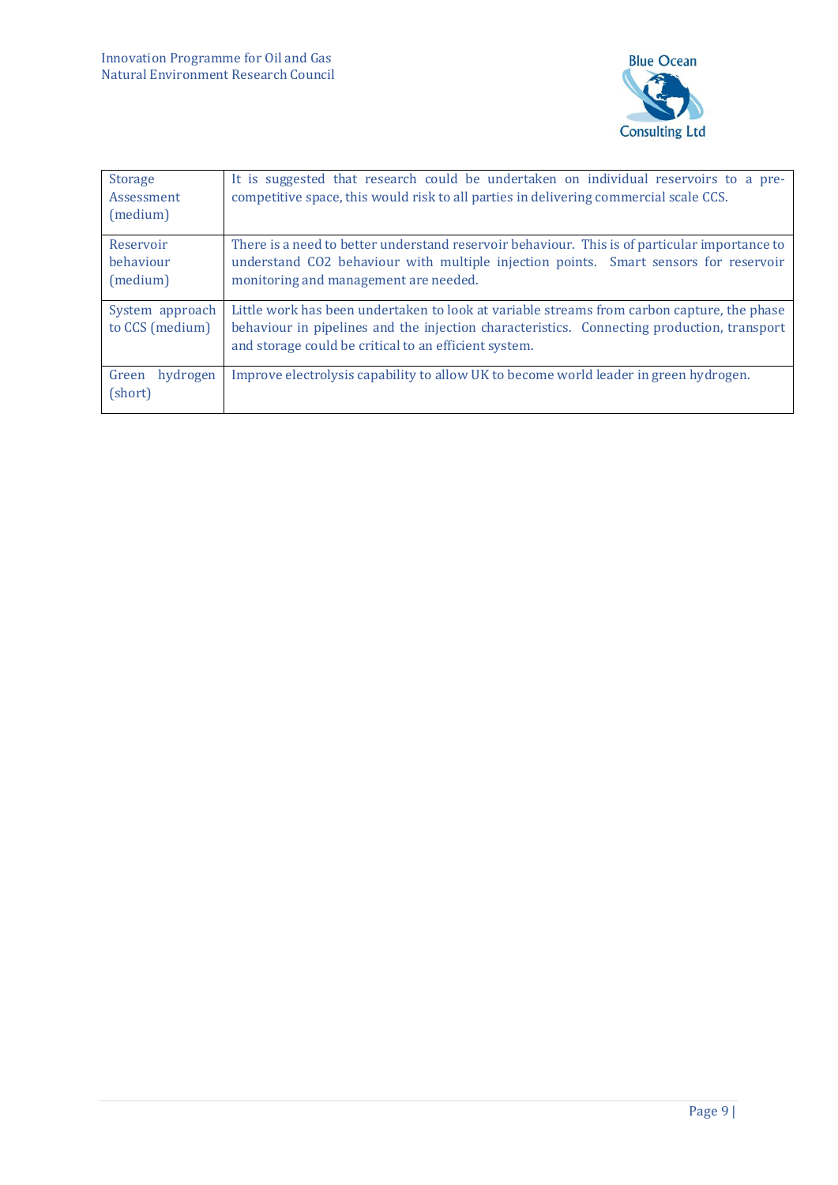| | |
|---|---|
| Storage Assessment (medium) | It is suggested that research could be undertaken on individual reservoirs to a pre-competitive space, this would risk to all parties in delivering commercial scale CCS. |
| Reservoir behaviour (medium) | There is a need to better understand reservoir behaviour. This is of particular importance to understand CO2 behaviour with multiple injection points. Smart sensors for reservoir monitoring and management are needed. |
| System approach to CCS (medium) | Little work has been undertaken to look at variable streams from carbon capture, the phase behaviour in pipelines and the injection characteristics. Connecting production, transport and storage could be critical to an efficient system. |
| Green hydrogen (short) | Improve electrolysis capability to allow UK to become world leader in green hydrogen. |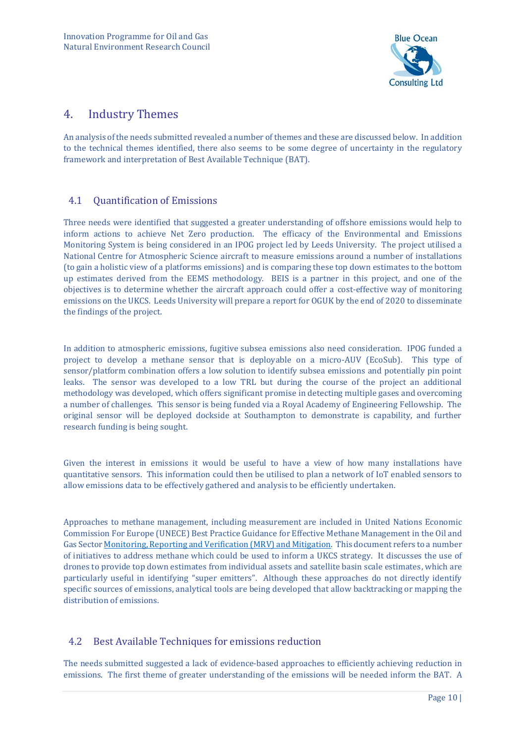# 4. Industry Themes

An analysis of the needs submitted revealed a number of themes and these are discussed below. In addition to the technical themes identified, there also seems to be some degree of uncertainty in the regulatory framework and interpretation of Best Available Technique (BAT).

## 4.1 Quantification of Emissions

Three needs were identified that suggested a greater understanding of offshore emissions would help to inform actions to achieve Net Zero production. The efficacy of the Environmental and Emissions Monitoring System is being considered in an IPOG project led by Leeds University. The project utilised a National Centre for Atmospheric Science aircraft to measure emissions around a number of installations (to gain a holistic view of a platforms emissions) and is comparing these top down estimates to the bottom up estimates derived from the EEMS methodology. BEIS is a partner in this project, and one of the objectives is to determine whether the aircraft approach could offer a cost-effective way of monitoring emissions on the UKCS. Leeds University will prepare a report for OGUK by the end of 2020 to disseminate the findings of the project.

In addition to atmospheric emissions, fugitive subsea emissions also need consideration. IPOG funded a project to develop a methane sensor that is deployable on a micro-AUV (EcoSub). This type of sensor/platform combination offers a low solution to identify subsea emissions and potentially pin point leaks. The sensor was developed to a low TRL but during the course of the project an additional methodology was developed, which offers significant promise in detecting multiple gases and overcoming a number of challenges. This sensor is being funded via a Royal Academy of Engineering Fellowship. The original sensor will be deployed dockside at Southampton to demonstrate is capability, and further research funding is being sought.

Given the interest in emissions it would be useful to have a view of how many installations have quantitative sensors. This information could then be utilised to plan a network of IoT enabled sensors to allow emissions data to be effectively gathered and analysis to be efficiently undertaken.

Approaches to methane management, including measurement are included in United Nations Economic Commission For Europe (UNECE) Best Practice Guidance for Effective Methane Management in the Oil and Gas Sector Monitoring, Reporting and Verification (MRV) and Mitigation. This document refers to a number of initiatives to address methane which could be used to inform a UKCS strategy. It discusses the use of drones to provide top down estimates from individual assets and satellite basin scale estimates, which are particularly useful in identifying "super emitters". Although these approaches do not directly identify specific sources of emissions, analytical tools are being developed that allow backtracking or mapping the distribution of emissions.

## 4.2 Best Available Techniques for emissions reduction

The needs submitted suggested a lack of evidence-based approaches to efficiently achieving reduction in emissions. The first theme of greater understanding of the emissions will be needed inform the BAT. A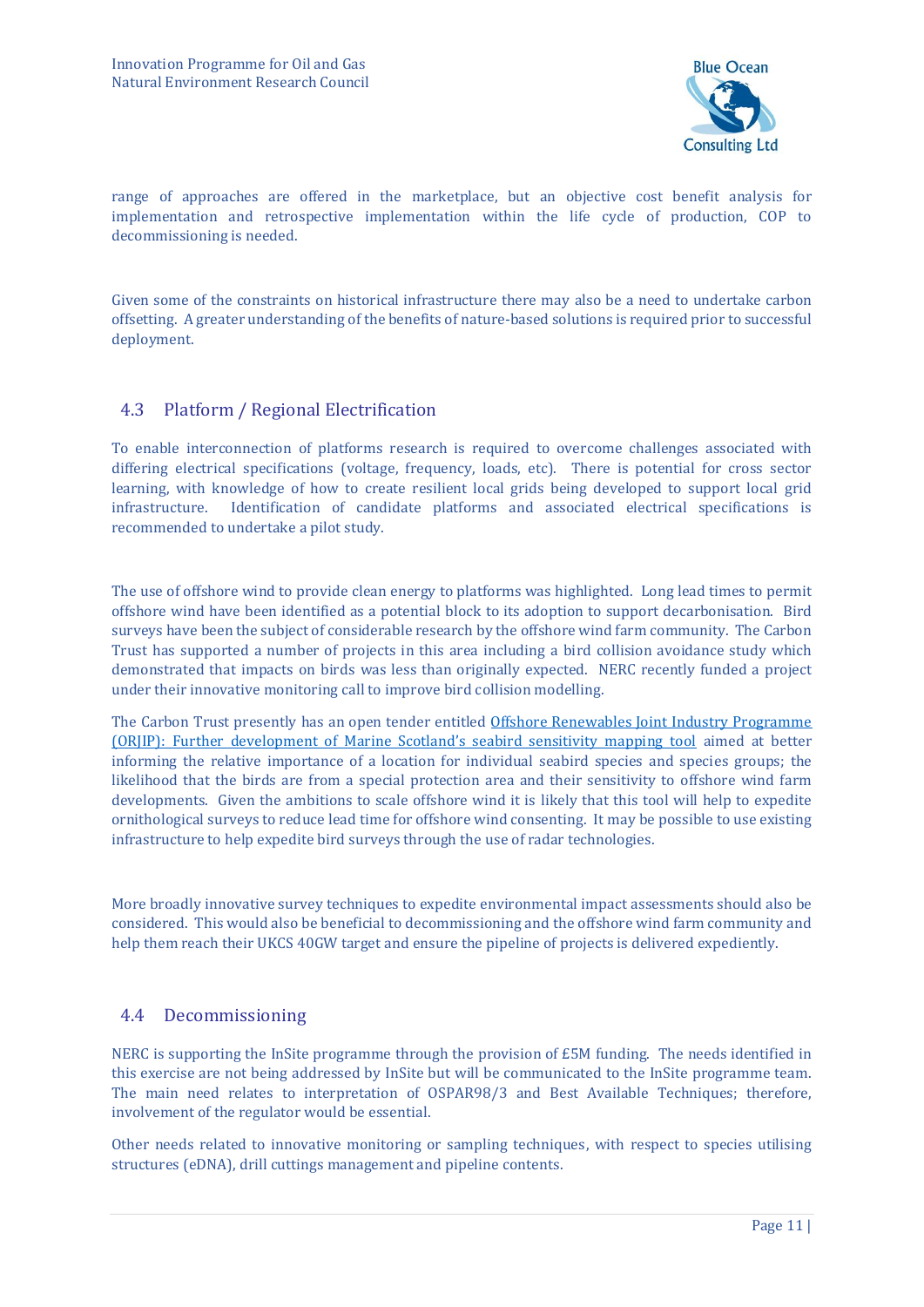range of approaches are offered in the marketplace, but an objective cost benefit analysis for implementation and retrospective implementation within the life cycle of production, COP to decommissioning is needed.

Given some of the constraints on historical infrastructure there may also be a need to undertake carbon offsetting. A greater understanding of the benefits of nature-based solutions is required prior to successful deployment.

## 4.3 Platform / Regional Electrification

To enable interconnection of platforms research is required to overcome challenges associated with differing electrical specifications (voltage, frequency, loads, etc). There is potential for cross sector learning, with knowledge of how to create resilient local grids being developed to support local grid infrastructure. Identification of candidate platforms and associated electrical specifications is recommended to undertake a pilot study.

The use of offshore wind to provide clean energy to platforms was highlighted. Long lead times to permit offshore wind have been identified as a potential block to its adoption to support decarbonisation. Bird surveys have been the subject of considerable research by the offshore wind farm community. The Carbon Trust has supported a number of projects in this area including a bird collision avoidance study which demonstrated that impacts on birds was less than originally expected. NERC recently funded a project under their innovative monitoring call to improve bird collision modelling.

The Carbon Trust presently has an open tender entitled Offshore Renewables Joint Industry Programme (ORJIP): Further development of Marine Scotland's seabird sensitivity mapping tool aimed at better informing the relative importance of a location for individual seabird species and species groups; the likelihood that the birds are from a special protection area and their sensitivity to offshore wind farm developments. Given the ambitions to scale offshore wind it is likely that this tool will help to expedite ornithological surveys to reduce lead time for offshore wind consenting. It may be possible to use existing infrastructure to help expedite bird surveys through the use of radar technologies.

More broadly innovative survey techniques to expedite environmental impact assessments should also be considered. This would also be beneficial to decommissioning and the offshore wind farm community and help them reach their UKCS 40GW target and ensure the pipeline of projects is delivered expediently.

## 4.4 Decommissioning

NERC is supporting the InSite programme through the provision of £5M funding. The needs identified in this exercise are not being addressed by InSite but will be communicated to the InSite programme team. The main need relates to interpretation of OSPAR98/3 and Best Available Techniques; therefore, involvement of the regulator would be essential.

Other needs related to innovative monitoring or sampling techniques, with respect to species utilising structures (eDNA), drill cuttings management and pipeline contents.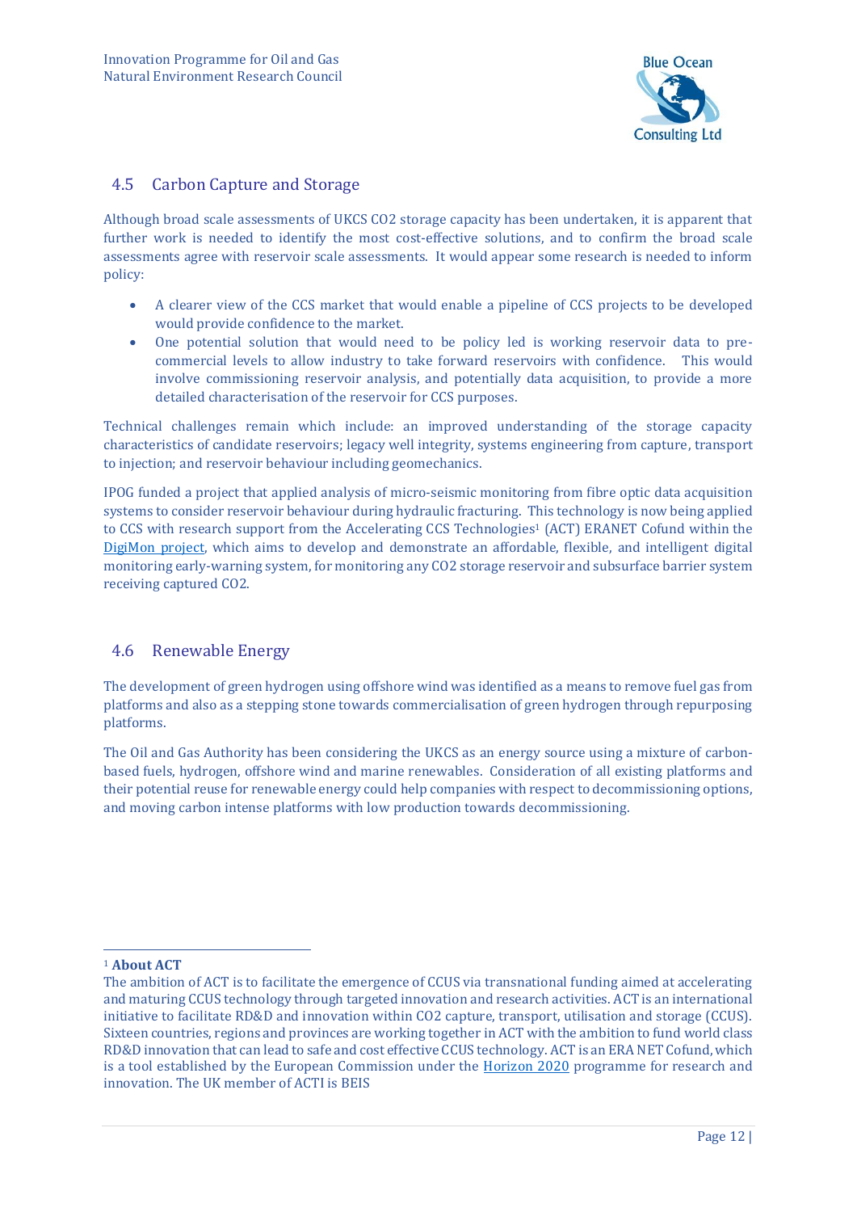## 4.5 Carbon Capture and Storage

Although broad scale assessments of UKCS CO2 storage capacity has been undertaken, it is apparent that further work is needed to identify the most cost-effective solutions, and to confirm the broad scale assessments agree with reservoir scale assessments. It would appear some research is needed to inform policy:

- A clearer view of the CCS market that would enable a pipeline of CCS projects to be developed would provide confidence to the market.
- One potential solution that would need to be policy led is working reservoir data to pre-commercial levels to allow industry to take forward reservoirs with confidence. This would involve commissioning reservoir analysis, and potentially data acquisition, to provide a more detailed characterisation of the reservoir for CCS purposes.

Technical challenges remain which include: an improved understanding of the storage capacity characteristics of candidate reservoirs; legacy well integrity, systems engineering from capture, transport to injection; and reservoir behaviour including geomechanics.

IPOG funded a project that applied analysis of micro-seismic monitoring from fibre optic data acquisition systems to consider reservoir behaviour during hydraulic fracturing. This technology is now being applied to CCS with research support from the Accelerating CCS Technologies[1] (ACT) ERANET Cofund within the DigiMon project, which aims to develop and demonstrate an affordable, flexible, and intelligent digital monitoring early-warning system, for monitoring any CO2 storage reservoir and subsurface barrier system receiving captured CO2.

## 4.6 Renewable Energy

The development of green hydrogen using offshore wind was identified as a means to remove fuel gas from platforms and also as a stepping stone towards commercialisation of green hydrogen through repurposing platforms.

The Oil and Gas Authority has been considering the UKCS as an energy source using a mixture of carbon-based fuels, hydrogen, offshore wind and marine renewables. Consideration of all existing platforms and their potential reuse for renewable energy could help companies with respect to decommissioning options, and moving carbon intense platforms with low production towards decommissioning.

---

[1] **About ACT**
The ambition of ACT is to facilitate the emergence of CCUS via transnational funding aimed at accelerating and maturing CCUS technology through targeted innovation and research activities. ACT is an international initiative to facilitate RD&D and innovation within CO2 capture, transport, utilisation and storage (CCUS). Sixteen countries, regions and provinces are working together in ACT with the ambition to fund world class RD&D innovation that can lead to safe and cost effective CCUS technology. ACT is an ERA NET Cofund, which is a tool established by the European Commission under the Horizon 2020 programme for research and innovation. The UK member of ACTI is BEIS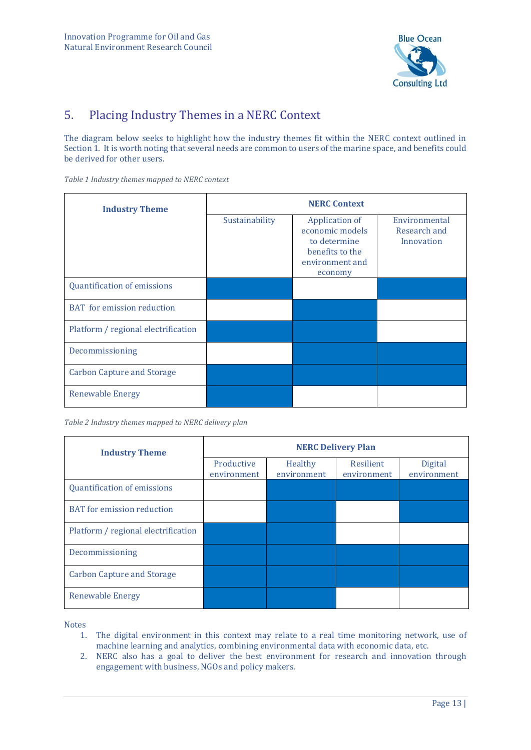## 5. Placing Industry Themes in a NERC Context

The diagram below seeks to highlight how the industry themes fit within the NERC context outlined in Section 1. It is worth noting that several needs are common to users of the marine space, and benefits could be derived for other users.

*Table 1 Industry themes mapped to NERC context*

| **Industry Theme** | **NERC Context** | | |
|---|---|---|---|
| | Sustainability | Application of economic models to determine benefits to the environment and economy | Environmental Research and Innovation |
| Quantification of emissions | ■ | | ■ |
| BAT for emission reduction | | ■ | |
| Platform / regional electrification | ■ | ■ | |
| Decommissioning | | ■ | ■ |
| Carbon Capture and Storage | ■ | ■ | ■ |
| Renewable Energy | ■ | | |

*Table 2 Industry themes mapped to NERC delivery plan*

| **Industry Theme** | **NERC Delivery Plan** | | | |
|---|---|---|---|---|
| | Productive environment | Healthy environment | Resilient environment | Digital environment |
| Quantification of emissions | | ■ | ■ | ■ |
| BAT for emission reduction | | ■ | | ■ |
| Platform / regional electrification | ■ | ■ | | |
| Decommissioning | ■ | ■ | ■ | ■ |
| Carbon Capture and Storage | ■ | ■ | ■ | ■ |
| Renewable Energy | ■ | ■ | | |

Notes

1. The digital environment in this context may relate to a real time monitoring network, use of machine learning and analytics, combining environmental data with economic data, etc.
2. NERC also has a goal to deliver the best environment for research and innovation through engagement with business, NGOs and policy makers.